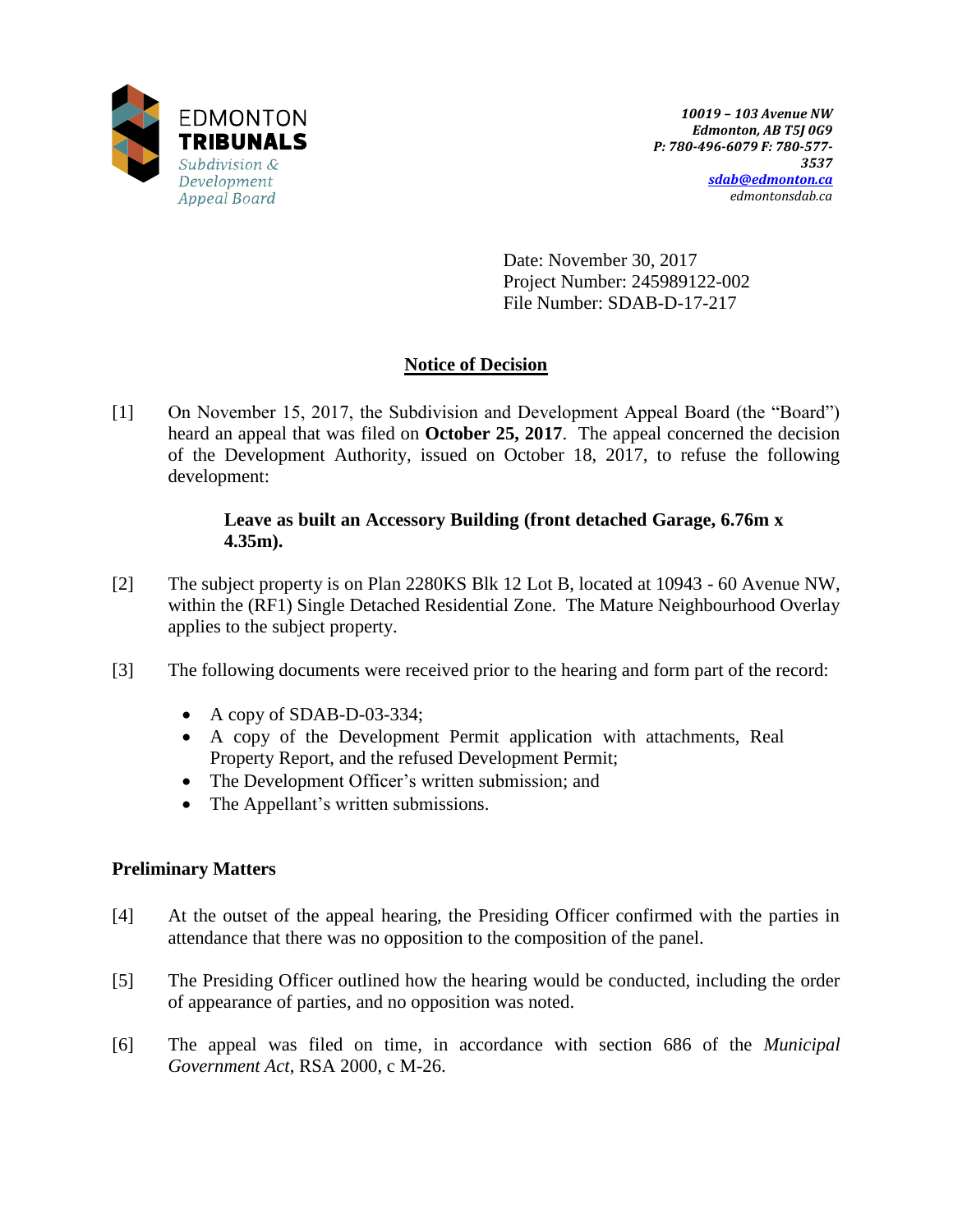EDMONTON
**TRIBUNALS**
*Subdivision & Development Appeal Board*

*10019 – 103 Avenue NW*
*Edmonton, AB T5J 0G9*
*P: 780-496-6079 F: 780-577-3537*
*sdab@edmonton.ca*
*edmontonsdab.ca*

Date: November 30, 2017
Project Number: 245989122-002
File Number: SDAB-D-17-217

## Notice of Decision

[1] On November 15, 2017, the Subdivision and Development Appeal Board (the "Board") heard an appeal that was filed on **October 25, 2017**. The appeal concerned the decision of the Development Authority, issued on October 18, 2017, to refuse the following development:

> **Leave as built an Accessory Building (front detached Garage, 6.76m x 4.35m).**

[2] The subject property is on Plan 2280KS Blk 12 Lot B, located at 10943 - 60 Avenue NW, within the (RF1) Single Detached Residential Zone. The Mature Neighbourhood Overlay applies to the subject property.

[3] The following documents were received prior to the hearing and form part of the record:

- A copy of SDAB-D-03-334;
- A copy of the Development Permit application with attachments, Real Property Report, and the refused Development Permit;
- The Development Officer's written submission; and
- The Appellant's written submissions.

### Preliminary Matters

[4] At the outset of the appeal hearing, the Presiding Officer confirmed with the parties in attendance that there was no opposition to the composition of the panel.

[5] The Presiding Officer outlined how the hearing would be conducted, including the order of appearance of parties, and no opposition was noted.

[6] The appeal was filed on time, in accordance with section 686 of the *Municipal Government Act*, RSA 2000, c M-26.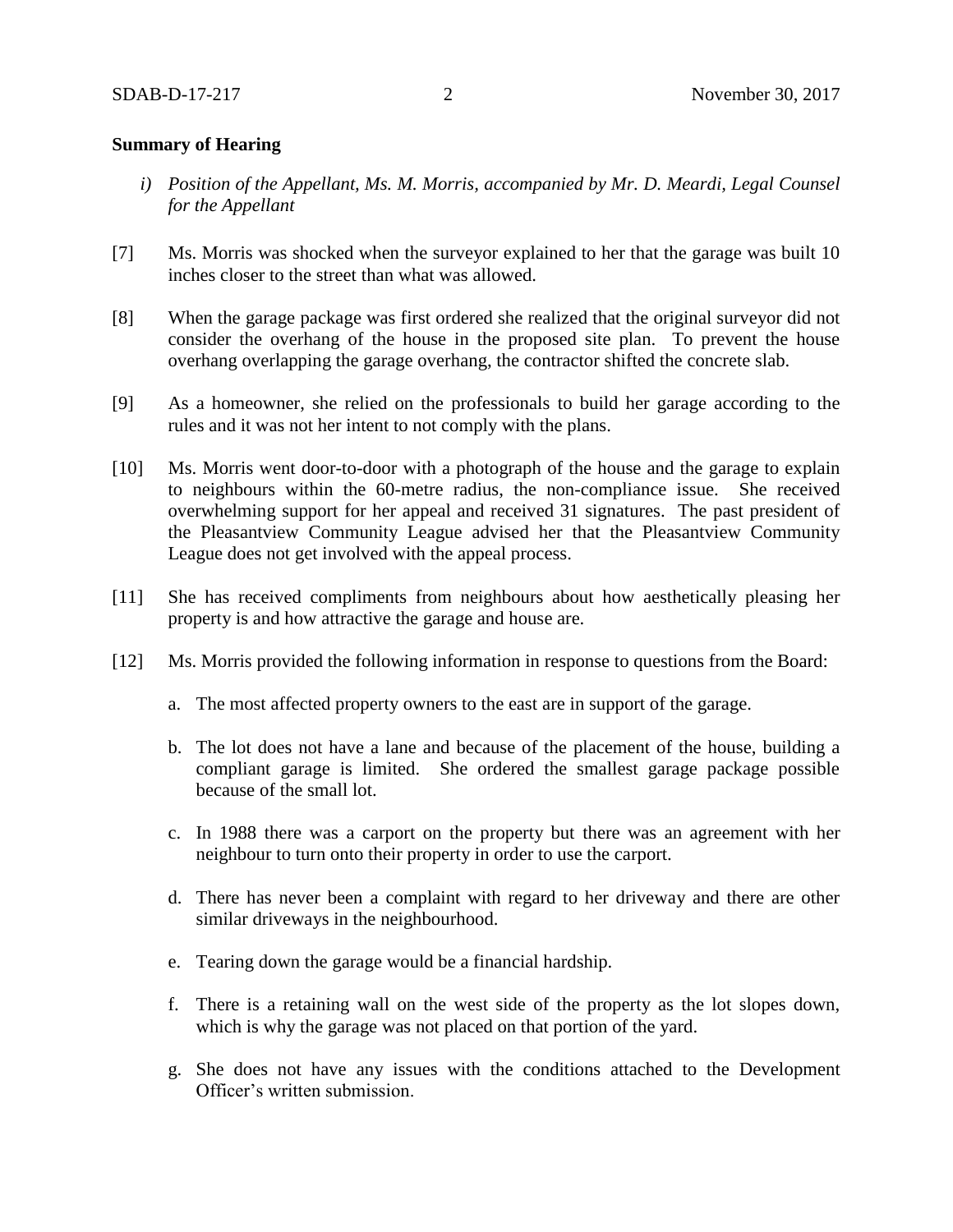**Summary of Hearing**

*i) Position of the Appellant, Ms. M. Morris, accompanied by Mr. D. Meardi, Legal Counsel for the Appellant*

[7] Ms. Morris was shocked when the surveyor explained to her that the garage was built 10 inches closer to the street than what was allowed.

[8] When the garage package was first ordered she realized that the original surveyor did not consider the overhang of the house in the proposed site plan. To prevent the house overhang overlapping the garage overhang, the contractor shifted the concrete slab.

[9] As a homeowner, she relied on the professionals to build her garage according to the rules and it was not her intent to not comply with the plans.

[10] Ms. Morris went door-to-door with a photograph of the house and the garage to explain to neighbours within the 60-metre radius, the non-compliance issue. She received overwhelming support for her appeal and received 31 signatures. The past president of the Pleasantview Community League advised her that the Pleasantview Community League does not get involved with the appeal process.

[11] She has received compliments from neighbours about how aesthetically pleasing her property is and how attractive the garage and house are.

[12] Ms. Morris provided the following information in response to questions from the Board:

a. The most affected property owners to the east are in support of the garage.

b. The lot does not have a lane and because of the placement of the house, building a compliant garage is limited. She ordered the smallest garage package possible because of the small lot.

c. In 1988 there was a carport on the property but there was an agreement with her neighbour to turn onto their property in order to use the carport.

d. There has never been a complaint with regard to her driveway and there are other similar driveways in the neighbourhood.

e. Tearing down the garage would be a financial hardship.

f. There is a retaining wall on the west side of the property as the lot slopes down, which is why the garage was not placed on that portion of the yard.

g. She does not have any issues with the conditions attached to the Development Officer's written submission.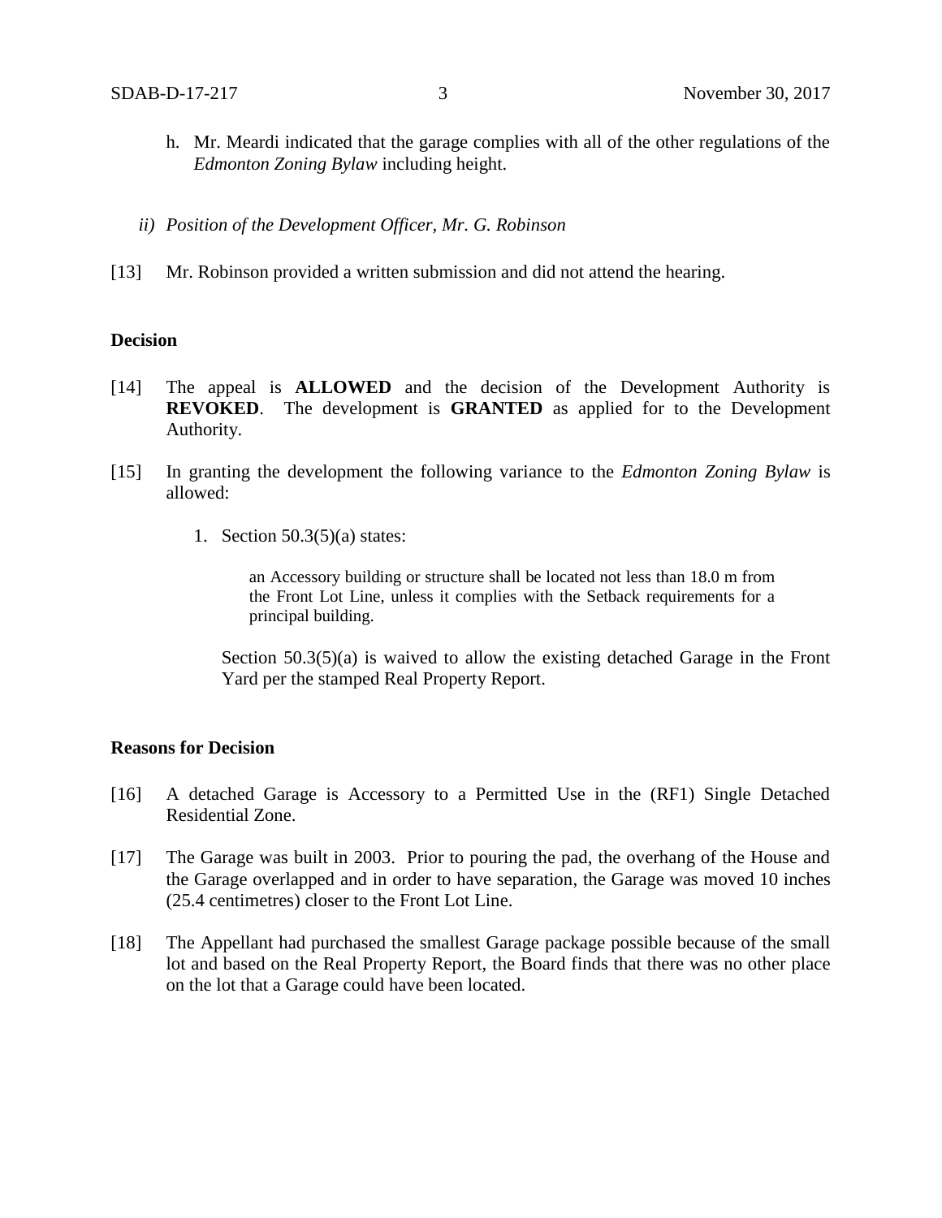h. Mr. Meardi indicated that the garage complies with all of the other regulations of the *Edmonton Zoning Bylaw* including height.

*ii) Position of the Development Officer, Mr. G. Robinson*

[13] Mr. Robinson provided a written submission and did not attend the hearing.

**Decision**

[14] The appeal is **ALLOWED** and the decision of the Development Authority is **REVOKED**. The development is **GRANTED** as applied for to the Development Authority.

[15] In granting the development the following variance to the *Edmonton Zoning Bylaw* is allowed:

1. Section 50.3(5)(a) states:

   > an Accessory building or structure shall be located not less than 18.0 m from the Front Lot Line, unless it complies with the Setback requirements for a principal building.

   Section 50.3(5)(a) is waived to allow the existing detached Garage in the Front Yard per the stamped Real Property Report.

**Reasons for Decision**

[16] A detached Garage is Accessory to a Permitted Use in the (RF1) Single Detached Residential Zone.

[17] The Garage was built in 2003. Prior to pouring the pad, the overhang of the House and the Garage overlapped and in order to have separation, the Garage was moved 10 inches (25.4 centimetres) closer to the Front Lot Line.

[18] The Appellant had purchased the smallest Garage package possible because of the small lot and based on the Real Property Report, the Board finds that there was no other place on the lot that a Garage could have been located.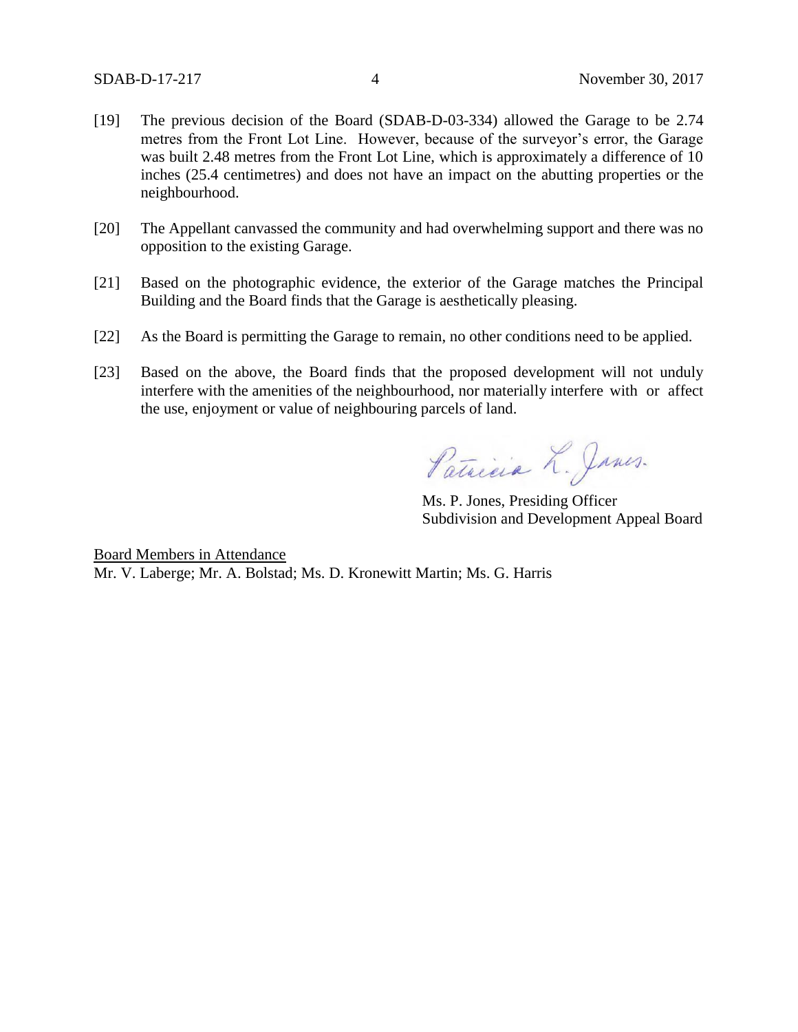[19] The previous decision of the Board (SDAB-D-03-334) allowed the Garage to be 2.74 metres from the Front Lot Line. However, because of the surveyor's error, the Garage was built 2.48 metres from the Front Lot Line, which is approximately a difference of 10 inches (25.4 centimetres) and does not have an impact on the abutting properties or the neighbourhood.

[20] The Appellant canvassed the community and had overwhelming support and there was no opposition to the existing Garage.

[21] Based on the photographic evidence, the exterior of the Garage matches the Principal Building and the Board finds that the Garage is aesthetically pleasing.

[22] As the Board is permitting the Garage to remain, no other conditions need to be applied.

[23] Based on the above, the Board finds that the proposed development will not unduly interfere with the amenities of the neighbourhood, nor materially interfere with or affect the use, enjoyment or value of neighbouring parcels of land.

Patricia L. Jones.

Ms. P. Jones, Presiding Officer
Subdivision and Development Appeal Board

Board Members in Attendance
Mr. V. Laberge; Mr. A. Bolstad; Ms. D. Kronewitt Martin; Ms. G. Harris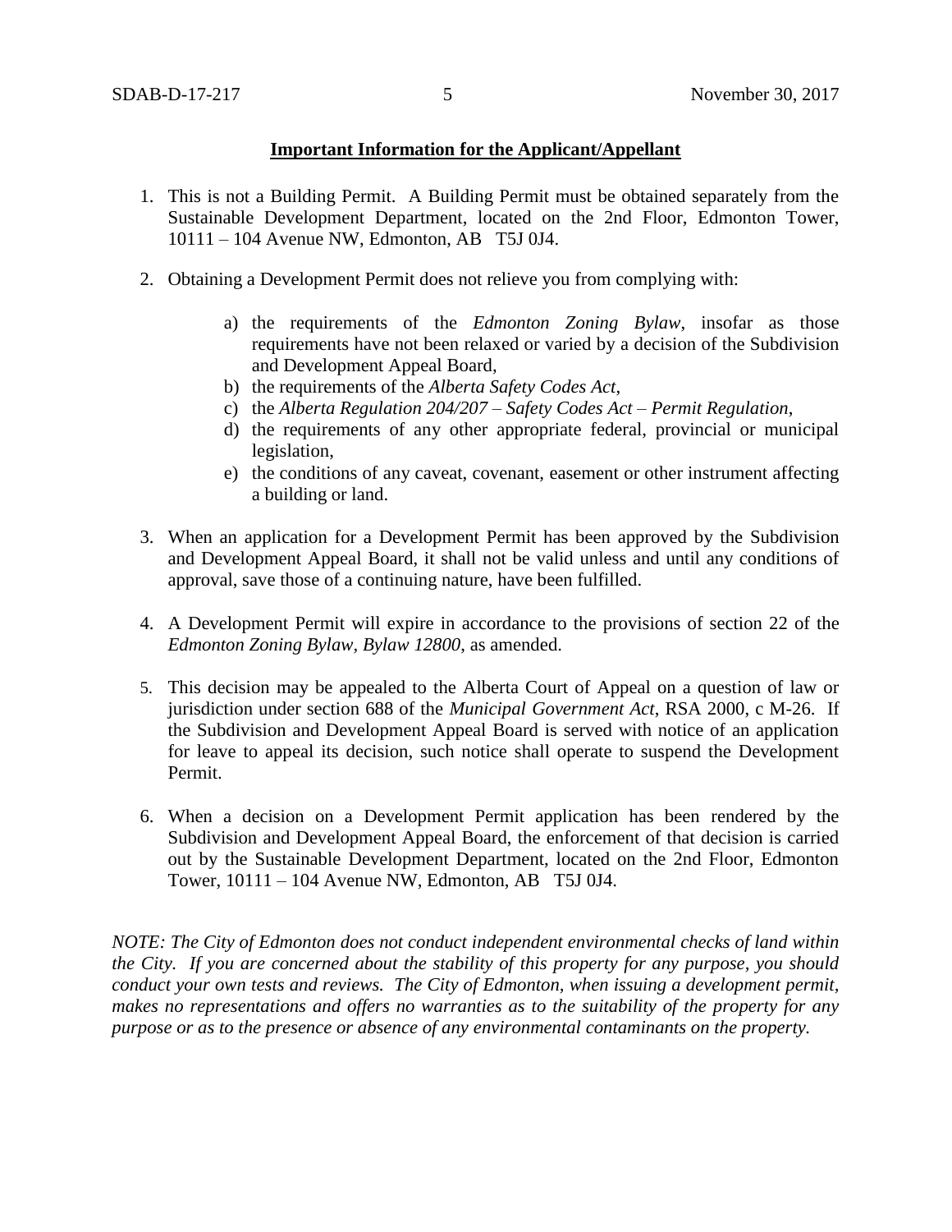**Important Information for the Applicant/Appellant**

1. This is not a Building Permit. A Building Permit must be obtained separately from the Sustainable Development Department, located on the 2nd Floor, Edmonton Tower, 10111 – 104 Avenue NW, Edmonton, AB T5J 0J4.

2. Obtaining a Development Permit does not relieve you from complying with:

   a) the requirements of the *Edmonton Zoning Bylaw*, insofar as those requirements have not been relaxed or varied by a decision of the Subdivision and Development Appeal Board,
   b) the requirements of the *Alberta Safety Codes Act*,
   c) the *Alberta Regulation 204/207 – Safety Codes Act – Permit Regulation*,
   d) the requirements of any other appropriate federal, provincial or municipal legislation,
   e) the conditions of any caveat, covenant, easement or other instrument affecting a building or land.

3. When an application for a Development Permit has been approved by the Subdivision and Development Appeal Board, it shall not be valid unless and until any conditions of approval, save those of a continuing nature, have been fulfilled.

4. A Development Permit will expire in accordance to the provisions of section 22 of the *Edmonton Zoning Bylaw, Bylaw 12800*, as amended.

5. This decision may be appealed to the Alberta Court of Appeal on a question of law or jurisdiction under section 688 of the *Municipal Government Act*, RSA 2000, c M-26. If the Subdivision and Development Appeal Board is served with notice of an application for leave to appeal its decision, such notice shall operate to suspend the Development Permit.

6. When a decision on a Development Permit application has been rendered by the Subdivision and Development Appeal Board, the enforcement of that decision is carried out by the Sustainable Development Department, located on the 2nd Floor, Edmonton Tower, 10111 – 104 Avenue NW, Edmonton, AB T5J 0J4.

*NOTE: The City of Edmonton does not conduct independent environmental checks of land within the City. If you are concerned about the stability of this property for any purpose, you should conduct your own tests and reviews. The City of Edmonton, when issuing a development permit, makes no representations and offers no warranties as to the suitability of the property for any purpose or as to the presence or absence of any environmental contaminants on the property.*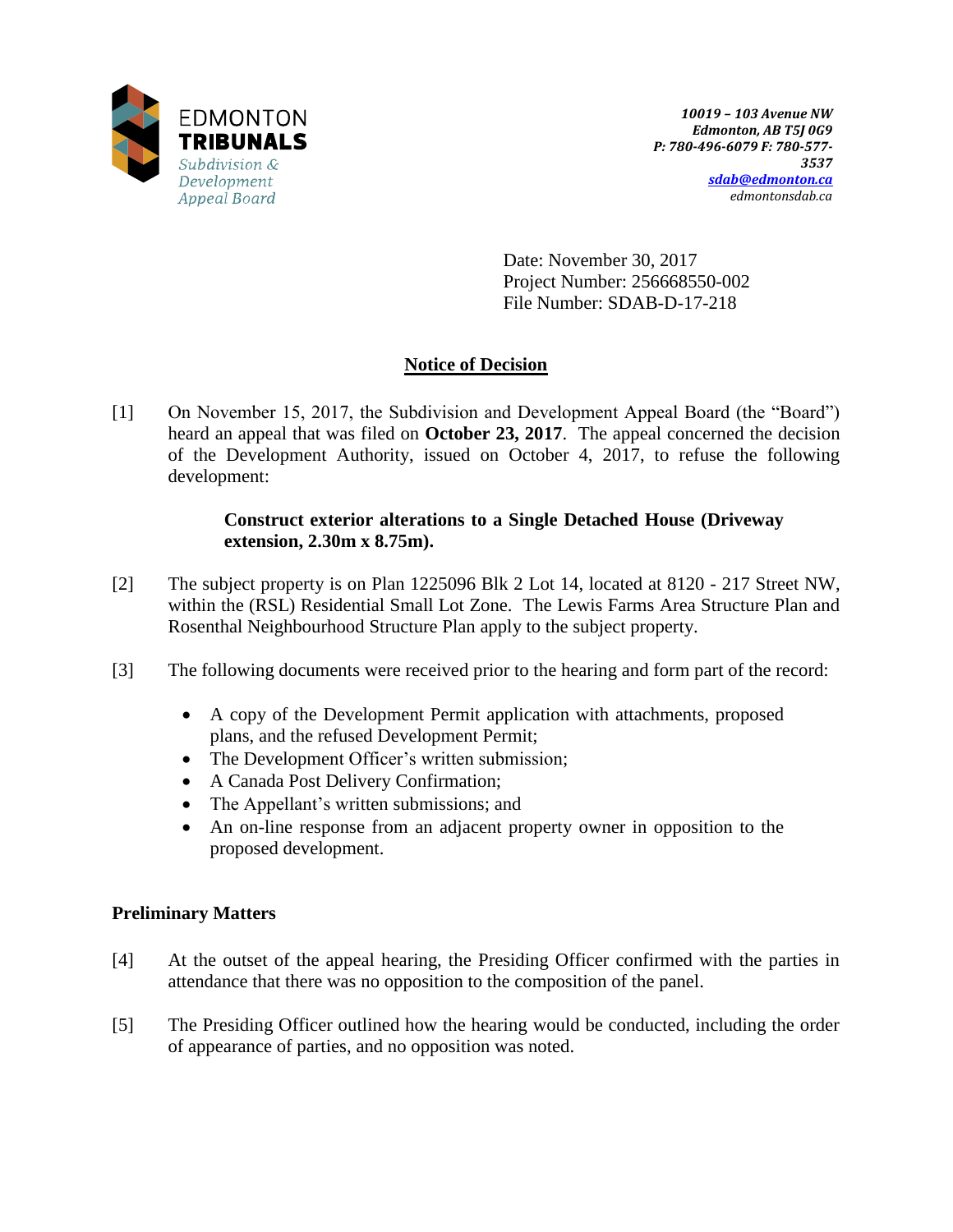EDMONTON **TRIBUNALS**
*Subdivision & Development Appeal Board*

***10019 – 103 Avenue NW***
***Edmonton, AB T5J 0G9***
***P: 780-496-6079 F: 780-577-3537***
***sdab@edmonton.ca***
*edmontonsdab.ca*

Date: November 30, 2017
Project Number: 256668550-002
File Number: SDAB-D-17-218

## Notice of Decision

[1] On November 15, 2017, the Subdivision and Development Appeal Board (the "Board") heard an appeal that was filed on **October 23, 2017**. The appeal concerned the decision of the Development Authority, issued on October 4, 2017, to refuse the following development:

> **Construct exterior alterations to a Single Detached House (Driveway extension, 2.30m x 8.75m).**

[2] The subject property is on Plan 1225096 Blk 2 Lot 14, located at 8120 - 217 Street NW, within the (RSL) Residential Small Lot Zone. The Lewis Farms Area Structure Plan and Rosenthal Neighbourhood Structure Plan apply to the subject property.

[3] The following documents were received prior to the hearing and form part of the record:

- A copy of the Development Permit application with attachments, proposed plans, and the refused Development Permit;
- The Development Officer's written submission;
- A Canada Post Delivery Confirmation;
- The Appellant's written submissions; and
- An on-line response from an adjacent property owner in opposition to the proposed development.

### Preliminary Matters

[4] At the outset of the appeal hearing, the Presiding Officer confirmed with the parties in attendance that there was no opposition to the composition of the panel.

[5] The Presiding Officer outlined how the hearing would be conducted, including the order of appearance of parties, and no opposition was noted.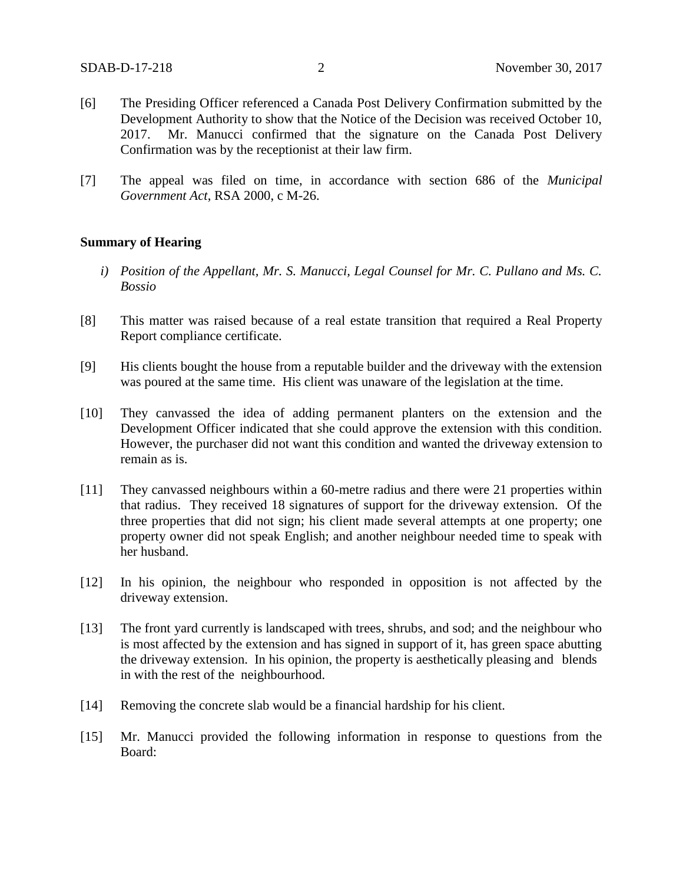[6] The Presiding Officer referenced a Canada Post Delivery Confirmation submitted by the Development Authority to show that the Notice of the Decision was received October 10, 2017. Mr. Manucci confirmed that the signature on the Canada Post Delivery Confirmation was by the receptionist at their law firm.

[7] The appeal was filed on time, in accordance with section 686 of the *Municipal Government Act*, RSA 2000, c M-26.

**Summary of Hearing**

*i) Position of the Appellant, Mr. S. Manucci, Legal Counsel for Mr. C. Pullano and Ms. C. Bossio*

[8] This matter was raised because of a real estate transition that required a Real Property Report compliance certificate.

[9] His clients bought the house from a reputable builder and the driveway with the extension was poured at the same time. His client was unaware of the legislation at the time.

[10] They canvassed the idea of adding permanent planters on the extension and the Development Officer indicated that she could approve the extension with this condition. However, the purchaser did not want this condition and wanted the driveway extension to remain as is.

[11] They canvassed neighbours within a 60-metre radius and there were 21 properties within that radius. They received 18 signatures of support for the driveway extension. Of the three properties that did not sign; his client made several attempts at one property; one property owner did not speak English; and another neighbour needed time to speak with her husband.

[12] In his opinion, the neighbour who responded in opposition is not affected by the driveway extension.

[13] The front yard currently is landscaped with trees, shrubs, and sod; and the neighbour who is most affected by the extension and has signed in support of it, has green space abutting the driveway extension. In his opinion, the property is aesthetically pleasing and blends in with the rest of the neighbourhood.

[14] Removing the concrete slab would be a financial hardship for his client.

[15] Mr. Manucci provided the following information in response to questions from the Board: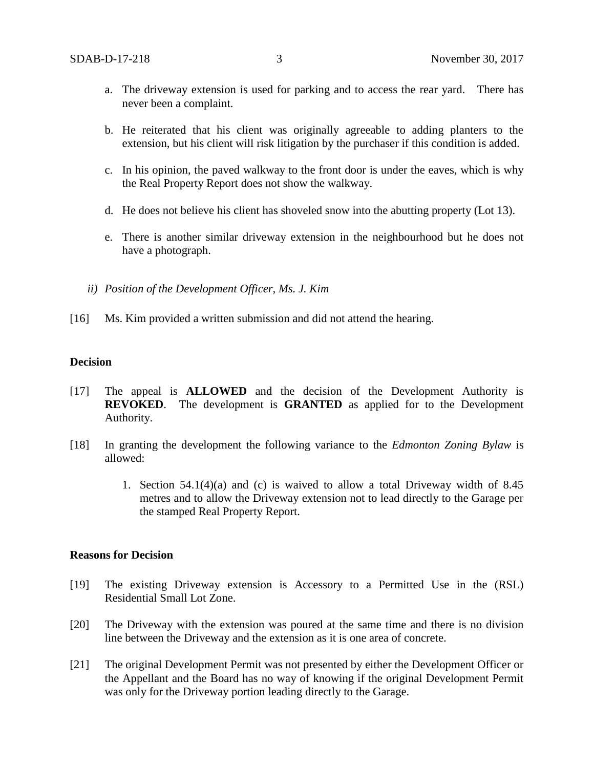a. The driveway extension is used for parking and to access the rear yard. There has never been a complaint.

b. He reiterated that his client was originally agreeable to adding planters to the extension, but his client will risk litigation by the purchaser if this condition is added.

c. In his opinion, the paved walkway to the front door is under the eaves, which is why the Real Property Report does not show the walkway.

d. He does not believe his client has shoveled snow into the abutting property (Lot 13).

e. There is another similar driveway extension in the neighbourhood but he does not have a photograph.

*ii) Position of the Development Officer, Ms. J. Kim*

[16] Ms. Kim provided a written submission and did not attend the hearing.

**Decision**

[17] The appeal is **ALLOWED** and the decision of the Development Authority is **REVOKED**. The development is **GRANTED** as applied for to the Development Authority.

[18] In granting the development the following variance to the *Edmonton Zoning Bylaw* is allowed:

1. Section 54.1(4)(a) and (c) is waived to allow a total Driveway width of 8.45 metres and to allow the Driveway extension not to lead directly to the Garage per the stamped Real Property Report.

**Reasons for Decision**

[19] The existing Driveway extension is Accessory to a Permitted Use in the (RSL) Residential Small Lot Zone.

[20] The Driveway with the extension was poured at the same time and there is no division line between the Driveway and the extension as it is one area of concrete.

[21] The original Development Permit was not presented by either the Development Officer or the Appellant and the Board has no way of knowing if the original Development Permit was only for the Driveway portion leading directly to the Garage.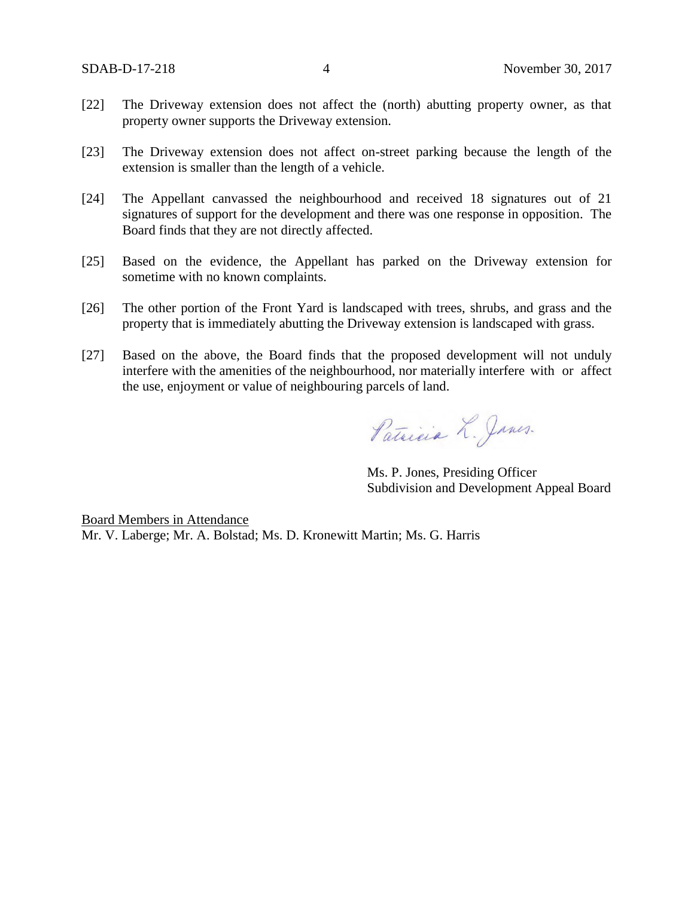[22] The Driveway extension does not affect the (north) abutting property owner, as that property owner supports the Driveway extension.

[23] The Driveway extension does not affect on-street parking because the length of the extension is smaller than the length of a vehicle.

[24] The Appellant canvassed the neighbourhood and received 18 signatures out of 21 signatures of support for the development and there was one response in opposition. The Board finds that they are not directly affected.

[25] Based on the evidence, the Appellant has parked on the Driveway extension for sometime with no known complaints.

[26] The other portion of the Front Yard is landscaped with trees, shrubs, and grass and the property that is immediately abutting the Driveway extension is landscaped with grass.

[27] Based on the above, the Board finds that the proposed development will not unduly interfere with the amenities of the neighbourhood, nor materially interfere with or affect the use, enjoyment or value of neighbouring parcels of land.

Patricia L. Jones

Ms. P. Jones, Presiding Officer
Subdivision and Development Appeal Board

<u>Board Members in Attendance</u>
Mr. V. Laberge; Mr. A. Bolstad; Ms. D. Kronewitt Martin; Ms. G. Harris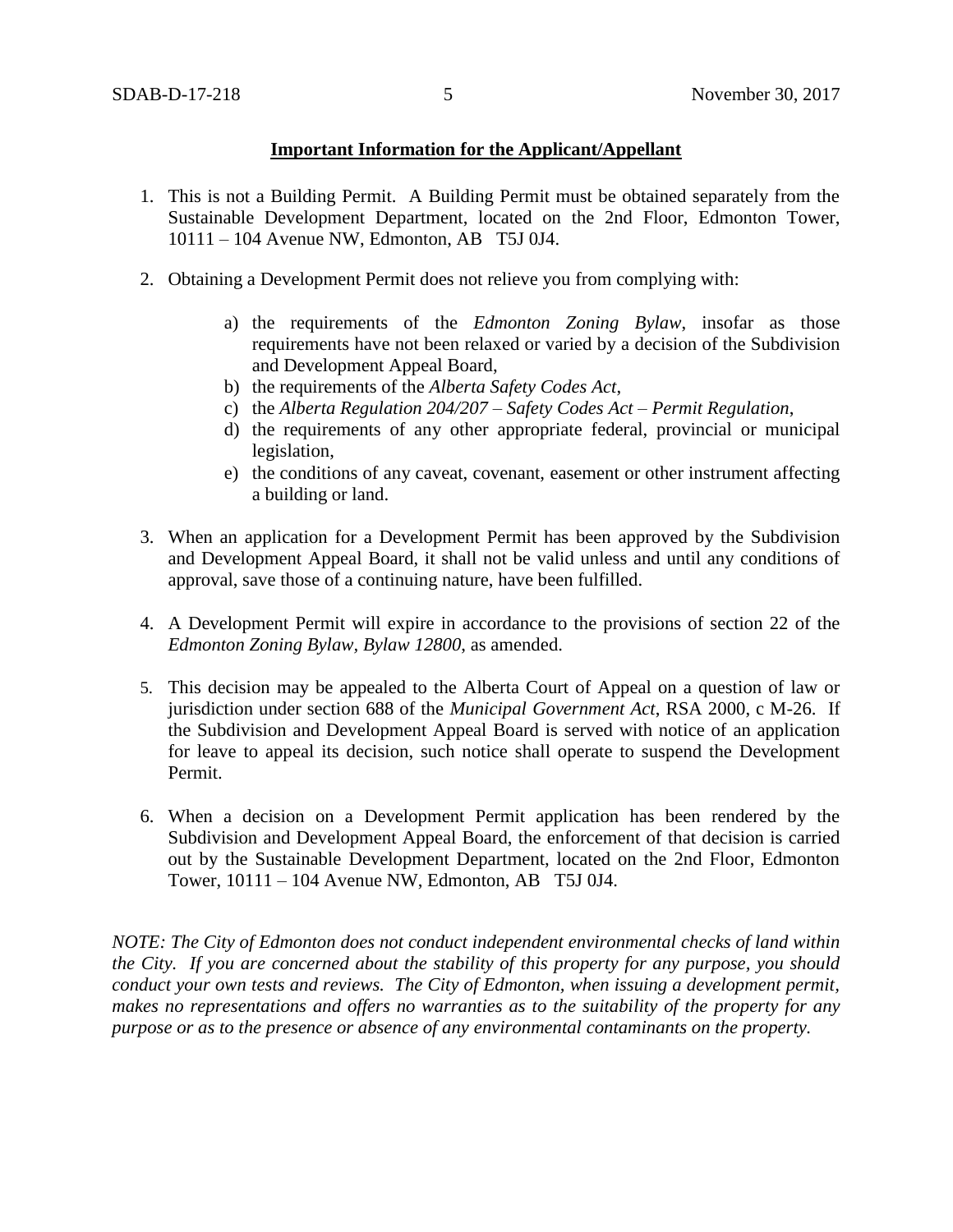**Important Information for the Applicant/Appellant**

1. This is not a Building Permit. A Building Permit must be obtained separately from the Sustainable Development Department, located on the 2nd Floor, Edmonton Tower, 10111 – 104 Avenue NW, Edmonton, AB T5J 0J4.

2. Obtaining a Development Permit does not relieve you from complying with:

   a) the requirements of the *Edmonton Zoning Bylaw*, insofar as those requirements have not been relaxed or varied by a decision of the Subdivision and Development Appeal Board,
   b) the requirements of the *Alberta Safety Codes Act*,
   c) the *Alberta Regulation 204/207 – Safety Codes Act – Permit Regulation*,
   d) the requirements of any other appropriate federal, provincial or municipal legislation,
   e) the conditions of any caveat, covenant, easement or other instrument affecting a building or land.

3. When an application for a Development Permit has been approved by the Subdivision and Development Appeal Board, it shall not be valid unless and until any conditions of approval, save those of a continuing nature, have been fulfilled.

4. A Development Permit will expire in accordance to the provisions of section 22 of the *Edmonton Zoning Bylaw, Bylaw 12800*, as amended.

5. This decision may be appealed to the Alberta Court of Appeal on a question of law or jurisdiction under section 688 of the *Municipal Government Act*, RSA 2000, c M-26. If the Subdivision and Development Appeal Board is served with notice of an application for leave to appeal its decision, such notice shall operate to suspend the Development Permit.

6. When a decision on a Development Permit application has been rendered by the Subdivision and Development Appeal Board, the enforcement of that decision is carried out by the Sustainable Development Department, located on the 2nd Floor, Edmonton Tower, 10111 – 104 Avenue NW, Edmonton, AB T5J 0J4.

*NOTE: The City of Edmonton does not conduct independent environmental checks of land within the City. If you are concerned about the stability of this property for any purpose, you should conduct your own tests and reviews. The City of Edmonton, when issuing a development permit, makes no representations and offers no warranties as to the suitability of the property for any purpose or as to the presence or absence of any environmental contaminants on the property.*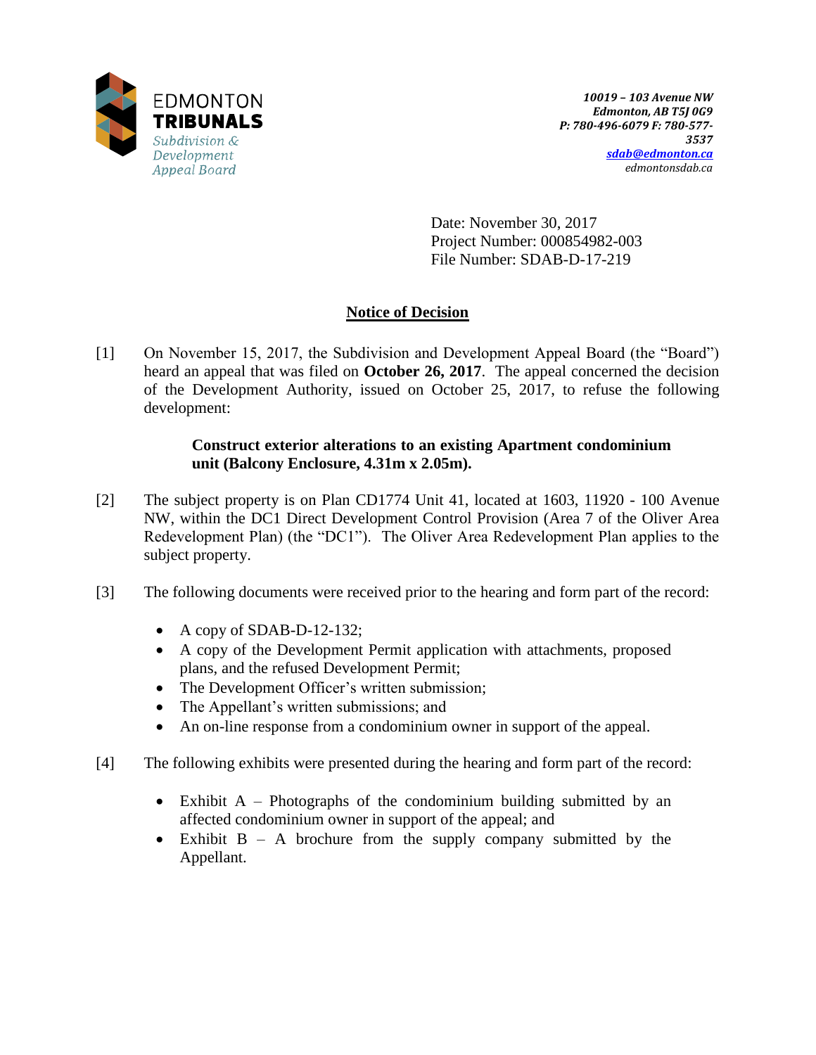EDMONTON
**TRIBUNALS**
*Subdivision & Development Appeal Board*

***10019 – 103 Avenue NW***
***Edmonton, AB T5J 0G9***
***P: 780-496-6079 F: 780-577-3537***
***sdab@edmonton.ca***
*edmontonsdab.ca*

Date: November 30, 2017
Project Number: 000854982-003
File Number: SDAB-D-17-219

## Notice of Decision

[1] On November 15, 2017, the Subdivision and Development Appeal Board (the "Board") heard an appeal that was filed on **October 26, 2017**. The appeal concerned the decision of the Development Authority, issued on October 25, 2017, to refuse the following development:

> **Construct exterior alterations to an existing Apartment condominium unit (Balcony Enclosure, 4.31m x 2.05m).**

[2] The subject property is on Plan CD1774 Unit 41, located at 1603, 11920 - 100 Avenue NW, within the DC1 Direct Development Control Provision (Area 7 of the Oliver Area Redevelopment Plan) (the "DC1"). The Oliver Area Redevelopment Plan applies to the subject property.

[3] The following documents were received prior to the hearing and form part of the record:

- A copy of SDAB-D-12-132;
- A copy of the Development Permit application with attachments, proposed plans, and the refused Development Permit;
- The Development Officer's written submission;
- The Appellant's written submissions; and
- An on-line response from a condominium owner in support of the appeal.

[4] The following exhibits were presented during the hearing and form part of the record:

- Exhibit A – Photographs of the condominium building submitted by an affected condominium owner in support of the appeal; and
- Exhibit B – A brochure from the supply company submitted by the Appellant.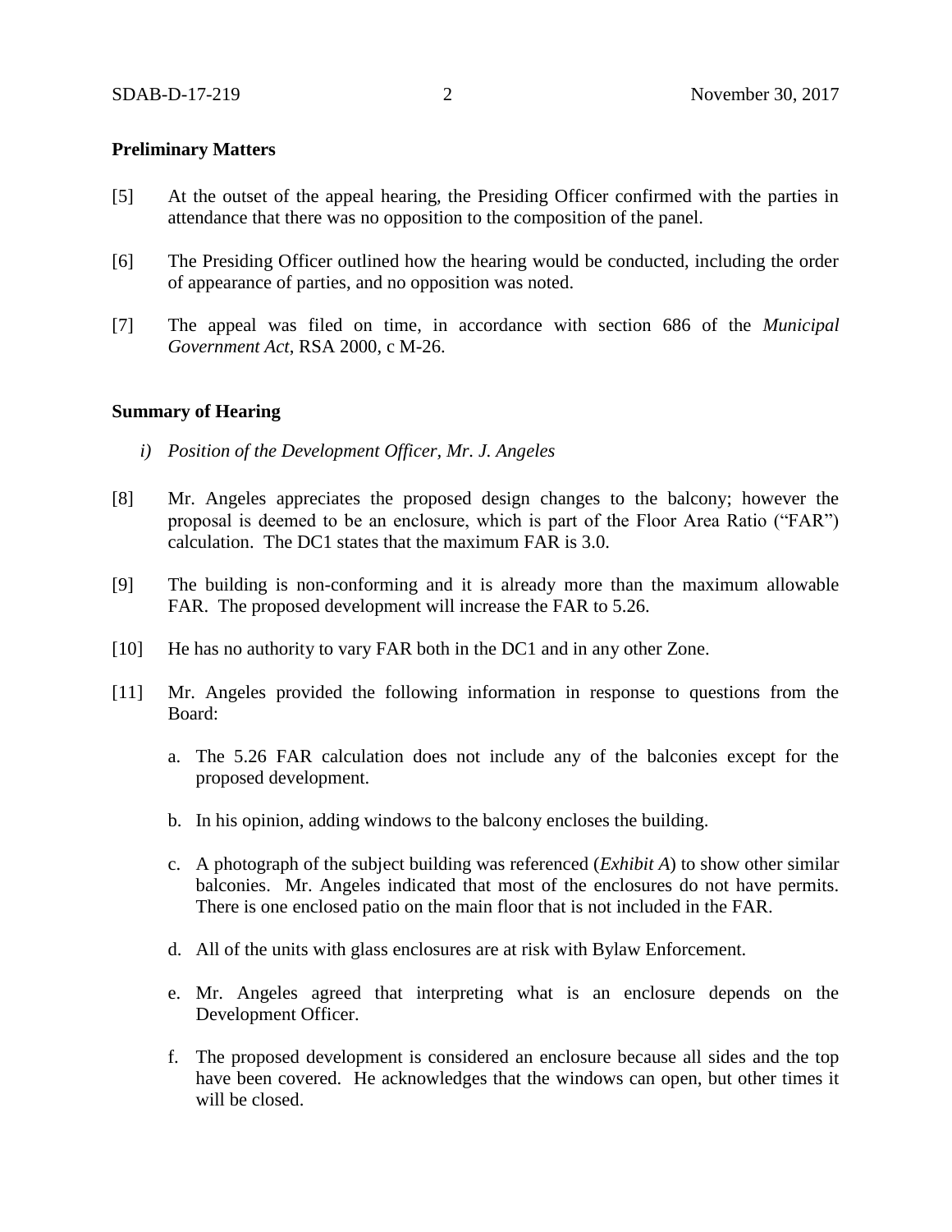**Preliminary Matters**

[5] At the outset of the appeal hearing, the Presiding Officer confirmed with the parties in attendance that there was no opposition to the composition of the panel.

[6] The Presiding Officer outlined how the hearing would be conducted, including the order of appearance of parties, and no opposition was noted.

[7] The appeal was filed on time, in accordance with section 686 of the *Municipal Government Act*, RSA 2000, c M-26.

**Summary of Hearing**

*i) Position of the Development Officer, Mr. J. Angeles*

[8] Mr. Angeles appreciates the proposed design changes to the balcony; however the proposal is deemed to be an enclosure, which is part of the Floor Area Ratio ("FAR") calculation. The DC1 states that the maximum FAR is 3.0.

[9] The building is non-conforming and it is already more than the maximum allowable FAR. The proposed development will increase the FAR to 5.26.

[10] He has no authority to vary FAR both in the DC1 and in any other Zone.

[11] Mr. Angeles provided the following information in response to questions from the Board:

a. The 5.26 FAR calculation does not include any of the balconies except for the proposed development.

b. In his opinion, adding windows to the balcony encloses the building.

c. A photograph of the subject building was referenced (*Exhibit A*) to show other similar balconies. Mr. Angeles indicated that most of the enclosures do not have permits. There is one enclosed patio on the main floor that is not included in the FAR.

d. All of the units with glass enclosures are at risk with Bylaw Enforcement.

e. Mr. Angeles agreed that interpreting what is an enclosure depends on the Development Officer.

f. The proposed development is considered an enclosure because all sides and the top have been covered. He acknowledges that the windows can open, but other times it will be closed.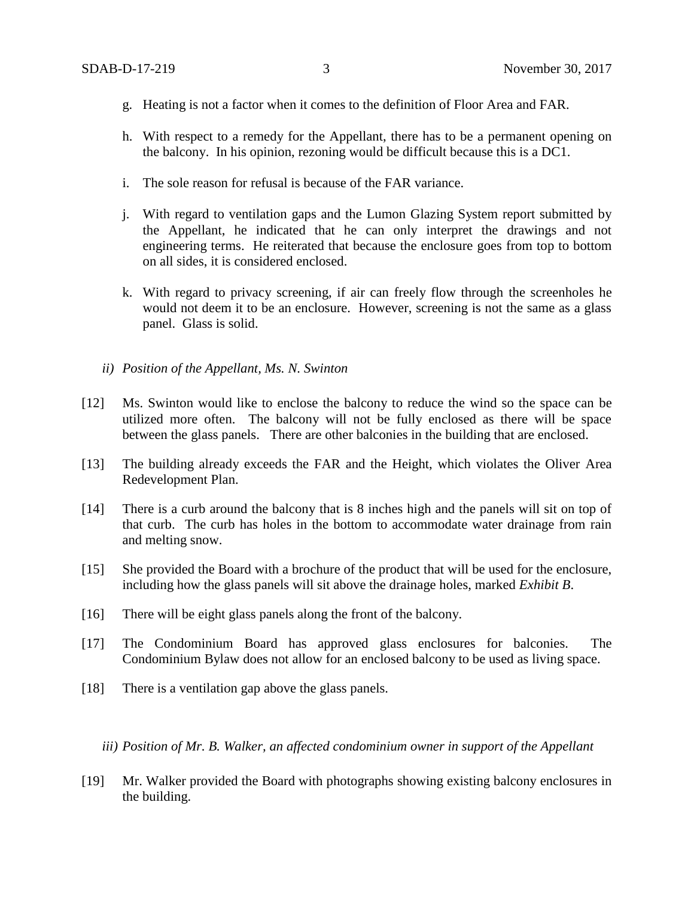g. Heating is not a factor when it comes to the definition of Floor Area and FAR.

h. With respect to a remedy for the Appellant, there has to be a permanent opening on the balcony. In his opinion, rezoning would be difficult because this is a DC1.

i. The sole reason for refusal is because of the FAR variance.

j. With regard to ventilation gaps and the Lumon Glazing System report submitted by the Appellant, he indicated that he can only interpret the drawings and not engineering terms. He reiterated that because the enclosure goes from top to bottom on all sides, it is considered enclosed.

k. With regard to privacy screening, if air can freely flow through the screenholes he would not deem it to be an enclosure. However, screening is not the same as a glass panel. Glass is solid.

*ii) Position of the Appellant, Ms. N. Swinton*

[12] Ms. Swinton would like to enclose the balcony to reduce the wind so the space can be utilized more often. The balcony will not be fully enclosed as there will be space between the glass panels. There are other balconies in the building that are enclosed.

[13] The building already exceeds the FAR and the Height, which violates the Oliver Area Redevelopment Plan.

[14] There is a curb around the balcony that is 8 inches high and the panels will sit on top of that curb. The curb has holes in the bottom to accommodate water drainage from rain and melting snow.

[15] She provided the Board with a brochure of the product that will be used for the enclosure, including how the glass panels will sit above the drainage holes, marked *Exhibit B*.

[16] There will be eight glass panels along the front of the balcony.

[17] The Condominium Board has approved glass enclosures for balconies. The Condominium Bylaw does not allow for an enclosed balcony to be used as living space.

[18] There is a ventilation gap above the glass panels.

*iii) Position of Mr. B. Walker, an affected condominium owner in support of the Appellant*

[19] Mr. Walker provided the Board with photographs showing existing balcony enclosures in the building.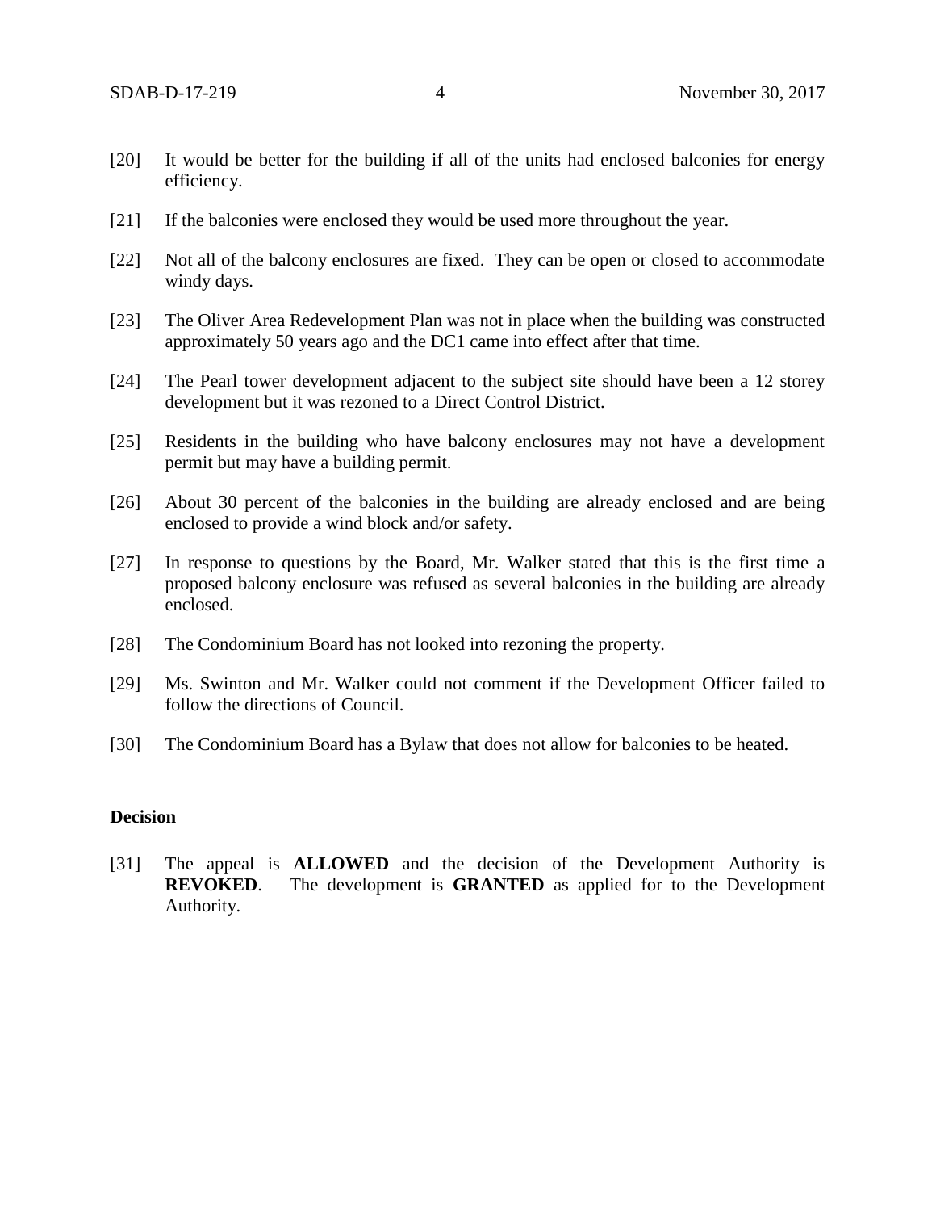[20] It would be better for the building if all of the units had enclosed balconies for energy efficiency.

[21] If the balconies were enclosed they would be used more throughout the year.

[22] Not all of the balcony enclosures are fixed. They can be open or closed to accommodate windy days.

[23] The Oliver Area Redevelopment Plan was not in place when the building was constructed approximately 50 years ago and the DC1 came into effect after that time.

[24] The Pearl tower development adjacent to the subject site should have been a 12 storey development but it was rezoned to a Direct Control District.

[25] Residents in the building who have balcony enclosures may not have a development permit but may have a building permit.

[26] About 30 percent of the balconies in the building are already enclosed and are being enclosed to provide a wind block and/or safety.

[27] In response to questions by the Board, Mr. Walker stated that this is the first time a proposed balcony enclosure was refused as several balconies in the building are already enclosed.

[28] The Condominium Board has not looked into rezoning the property.

[29] Ms. Swinton and Mr. Walker could not comment if the Development Officer failed to follow the directions of Council.

[30] The Condominium Board has a Bylaw that does not allow for balconies to be heated.

**Decision**

[31] The appeal is **ALLOWED** and the decision of the Development Authority is **REVOKED**. The development is **GRANTED** as applied for to the Development Authority.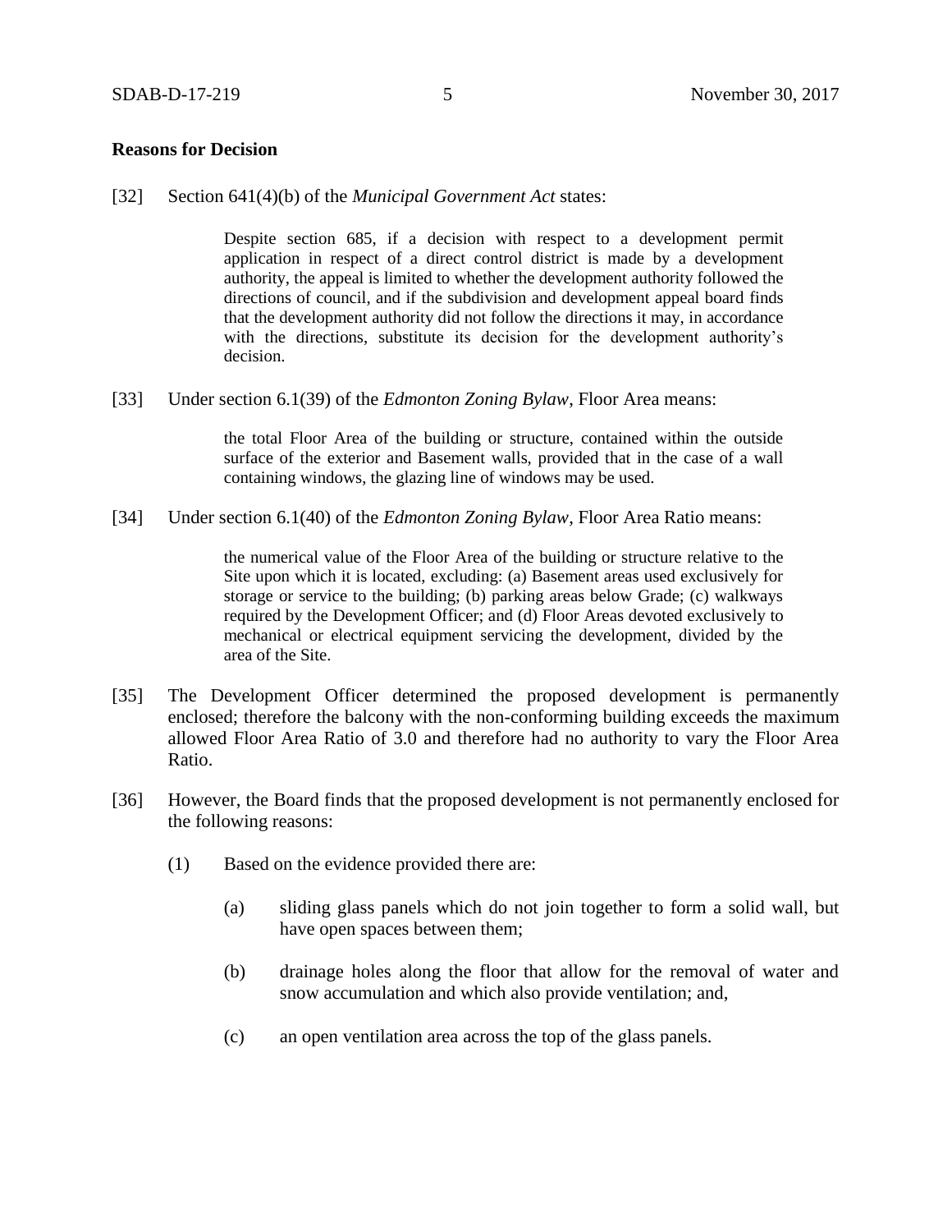**Reasons for Decision**

[32] Section 641(4)(b) of the *Municipal Government Act* states:

> Despite section 685, if a decision with respect to a development permit application in respect of a direct control district is made by a development authority, the appeal is limited to whether the development authority followed the directions of council, and if the subdivision and development appeal board finds that the development authority did not follow the directions it may, in accordance with the directions, substitute its decision for the development authority's decision.

[33] Under section 6.1(39) of the *Edmonton Zoning Bylaw*, Floor Area means:

> the total Floor Area of the building or structure, contained within the outside surface of the exterior and Basement walls, provided that in the case of a wall containing windows, the glazing line of windows may be used.

[34] Under section 6.1(40) of the *Edmonton Zoning Bylaw*, Floor Area Ratio means:

> the numerical value of the Floor Area of the building or structure relative to the Site upon which it is located, excluding: (a) Basement areas used exclusively for storage or service to the building; (b) parking areas below Grade; (c) walkways required by the Development Officer; and (d) Floor Areas devoted exclusively to mechanical or electrical equipment servicing the development, divided by the area of the Site.

[35] The Development Officer determined the proposed development is permanently enclosed; therefore the balcony with the non-conforming building exceeds the maximum allowed Floor Area Ratio of 3.0 and therefore had no authority to vary the Floor Area Ratio.

[36] However, the Board finds that the proposed development is not permanently enclosed for the following reasons:

(1) Based on the evidence provided there are:

(a) sliding glass panels which do not join together to form a solid wall, but have open spaces between them;

(b) drainage holes along the floor that allow for the removal of water and snow accumulation and which also provide ventilation; and,

(c) an open ventilation area across the top of the glass panels.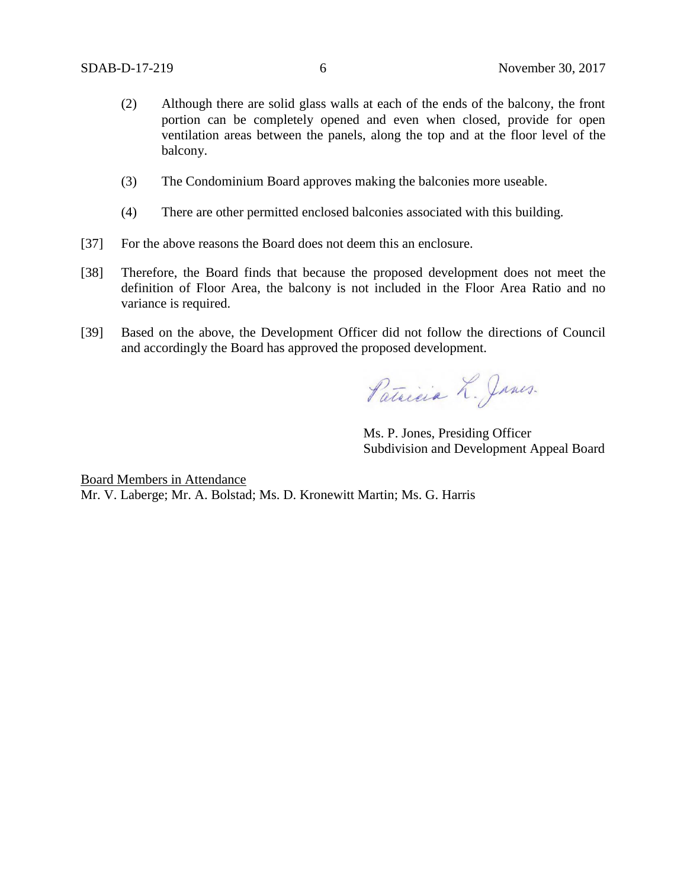(2) Although there are solid glass walls at each of the ends of the balcony, the front portion can be completely opened and even when closed, provide for open ventilation areas between the panels, along the top and at the floor level of the balcony.

(3) The Condominium Board approves making the balconies more useable.

(4) There are other permitted enclosed balconies associated with this building.

[37] For the above reasons the Board does not deem this an enclosure.

[38] Therefore, the Board finds that because the proposed development does not meet the definition of Floor Area, the balcony is not included in the Floor Area Ratio and no variance is required.

[39] Based on the above, the Development Officer did not follow the directions of Council and accordingly the Board has approved the proposed development.

Patricia L. Jones

Ms. P. Jones, Presiding Officer
Subdivision and Development Appeal Board

<u>Board Members in Attendance</u>
Mr. V. Laberge; Mr. A. Bolstad; Ms. D. Kronewitt Martin; Ms. G. Harris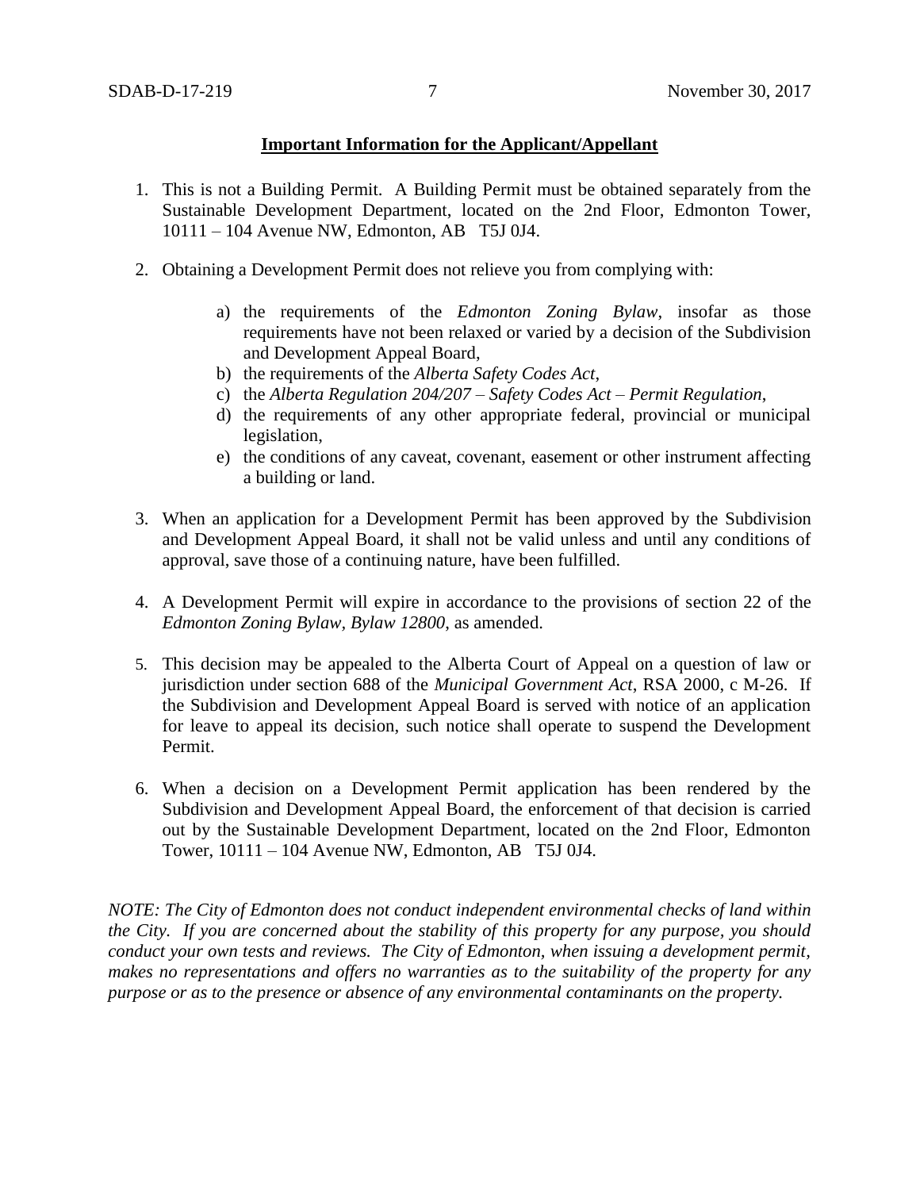**Important Information for the Applicant/Appellant**

1. This is not a Building Permit. A Building Permit must be obtained separately from the Sustainable Development Department, located on the 2nd Floor, Edmonton Tower, 10111 – 104 Avenue NW, Edmonton, AB T5J 0J4.

2. Obtaining a Development Permit does not relieve you from complying with:

   a) the requirements of the *Edmonton Zoning Bylaw*, insofar as those requirements have not been relaxed or varied by a decision of the Subdivision and Development Appeal Board,
   b) the requirements of the *Alberta Safety Codes Act*,
   c) the *Alberta Regulation 204/207 – Safety Codes Act – Permit Regulation*,
   d) the requirements of any other appropriate federal, provincial or municipal legislation,
   e) the conditions of any caveat, covenant, easement or other instrument affecting a building or land.

3. When an application for a Development Permit has been approved by the Subdivision and Development Appeal Board, it shall not be valid unless and until any conditions of approval, save those of a continuing nature, have been fulfilled.

4. A Development Permit will expire in accordance to the provisions of section 22 of the *Edmonton Zoning Bylaw, Bylaw 12800*, as amended.

5. This decision may be appealed to the Alberta Court of Appeal on a question of law or jurisdiction under section 688 of the *Municipal Government Act*, RSA 2000, c M-26. If the Subdivision and Development Appeal Board is served with notice of an application for leave to appeal its decision, such notice shall operate to suspend the Development Permit.

6. When a decision on a Development Permit application has been rendered by the Subdivision and Development Appeal Board, the enforcement of that decision is carried out by the Sustainable Development Department, located on the 2nd Floor, Edmonton Tower, 10111 – 104 Avenue NW, Edmonton, AB T5J 0J4.

*NOTE: The City of Edmonton does not conduct independent environmental checks of land within the City. If you are concerned about the stability of this property for any purpose, you should conduct your own tests and reviews. The City of Edmonton, when issuing a development permit, makes no representations and offers no warranties as to the suitability of the property for any purpose or as to the presence or absence of any environmental contaminants on the property.*